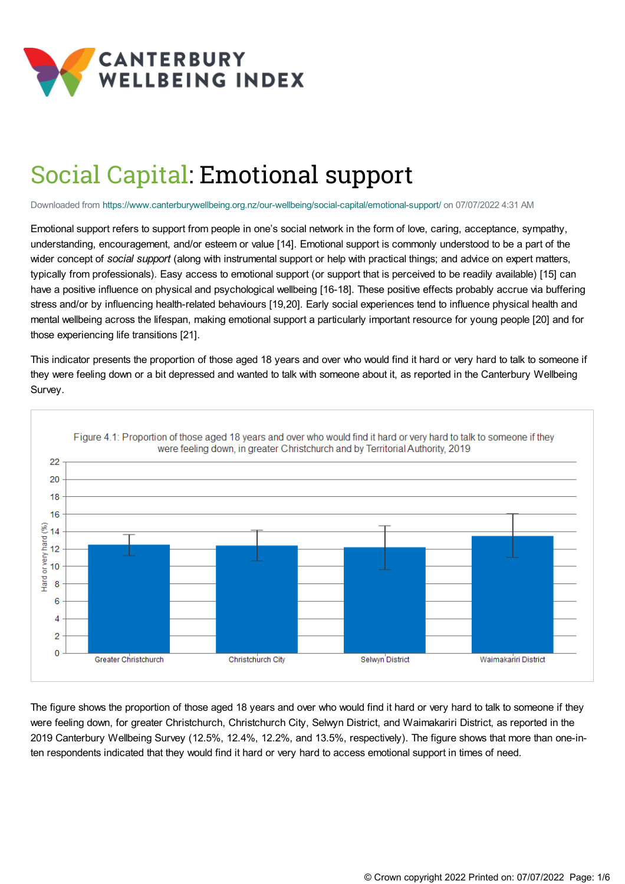# Social Capital: Emotional support

Downloaded from https://www.canterburywellbeing.org.nz/our-wellbeing/social-capital/emotional-support/ on 07/07/2022 4:31 AM

Emotional support refers to support from people in one's social network in the form of love, caring, acceptance, sympathy, understanding, encouragement, and/or esteem or value [14]. Emotional support is commonly understood to be a part of the wider concept of *social support* (along with instrumental support or help with practical things; and advice on expert matters, typically from professionals). Easy access to emotional support (or support that is perceived to be readily available) [15] can have a positive influence on physical and psychological wellbeing [16-18]. These positive effects probably accrue via buffering stress and/or by influencing health-related behaviours [19,20]. Early social experiences tend to influence physical health and mental wellbeing across the lifespan, making emotional support a particularly important resource for young people [20] and for those experiencing life transitions [21].

This indicator presents the proportion of those aged 18 years and over who would find it hard or very hard to talk to someone if they were feeling down or a bit depressed and wanted to talk with someone about it, as reported in the Canterbury Wellbeing Survey.

Figure 4.1: Proportion of those aged 18 years and over who would find it hard or very hard to talk to someone if they were feeling down, in greater Christchurch and by Territorial Authority, 2019

| | Hard or very hard (%) |
|---|---|
| Greater Christchurch | 12.5 |
| Christchurch City | 12.4 |
| Selwyn District | 12.2 |
| Waimakariri District | 13.5 |

The figure shows the proportion of those aged 18 years and over who would find it hard or very hard to talk to someone if they were feeling down, for greater Christchurch, Christchurch City, Selwyn District, and Waimakariri District, as reported in the 2019 Canterbury Wellbeing Survey (12.5%, 12.4%, 12.2%, and 13.5%, respectively). The figure shows that more than one-in-ten respondents indicated that they would find it hard or very hard to access emotional support in times of need.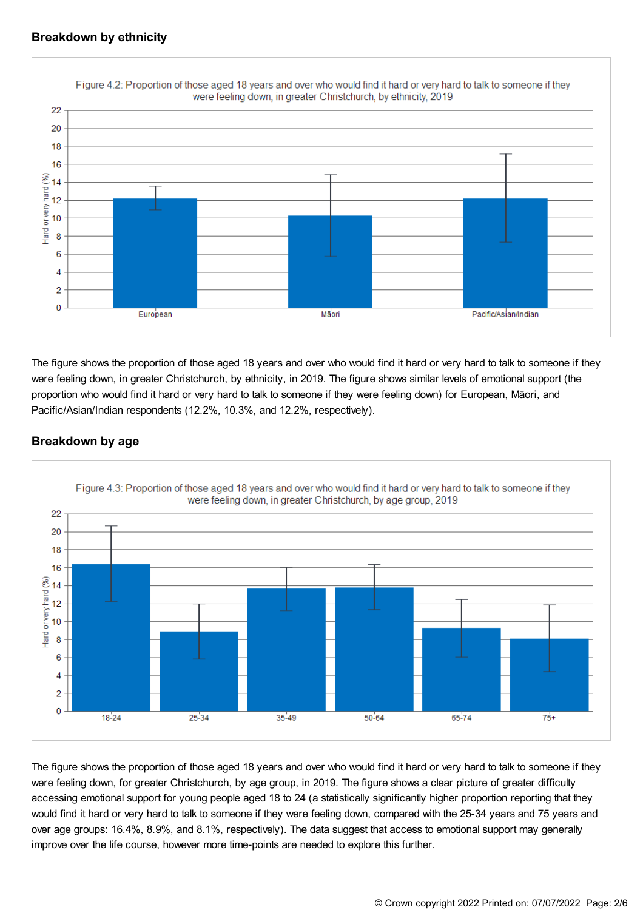### Breakdown by ethnicity

Figure 4.2: Proportion of those aged 18 years and over who would find it hard or very hard to talk to someone if they were feeling down, in greater Christchurch, by ethnicity, 2019

The figure shows the proportion of those aged 18 years and over who would find it hard or very hard to talk to someone if they were feeling down, in greater Christchurch, by ethnicity, in 2019. The figure shows similar levels of emotional support (the proportion who would find it hard or very hard to talk to someone if they were feeling down) for European, Māori, and Pacific/Asian/Indian respondents (12.2%, 10.3%, and 12.2%, respectively).

### Breakdown by age

Figure 4.3: Proportion of those aged 18 years and over who would find it hard or very hard to talk to someone if they were feeling down, in greater Christchurch, by age group, 2019

The figure shows the proportion of those aged 18 years and over who would find it hard or very hard to talk to someone if they were feeling down, for greater Christchurch, by age group, in 2019. The figure shows a clear picture of greater difficulty accessing emotional support for young people aged 18 to 24 (a statistically significantly higher proportion reporting that they would find it hard or very hard to talk to someone if they were feeling down, compared with the 25-34 years and 75 years and over age groups: 16.4%, 8.9%, and 8.1%, respectively). The data suggest that access to emotional support may generally improve over the life course, however more time-points are needed to explore this further.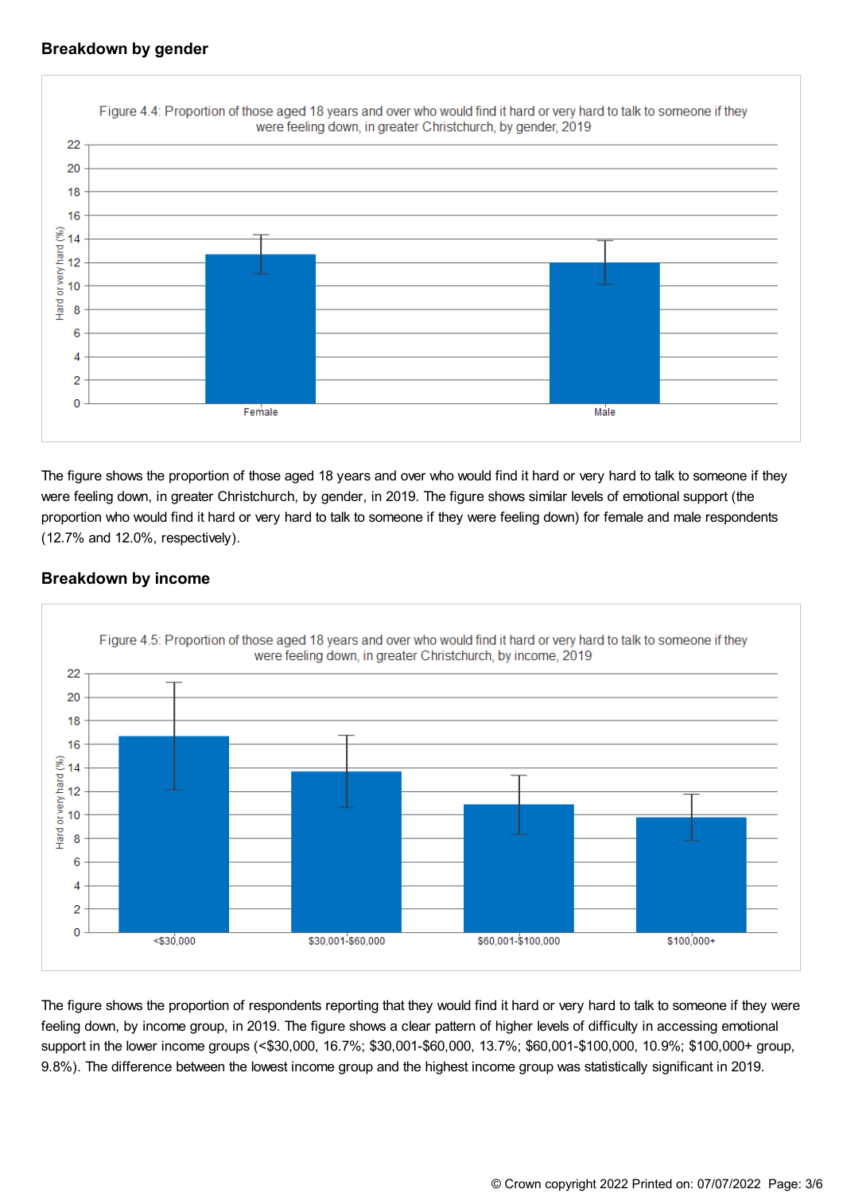## Breakdown by gender

Figure 4.4: Proportion of those aged 18 years and over who would find it hard or very hard to talk to someone if they were feeling down, in greater Christchurch, by gender, 2019

The figure shows the proportion of those aged 18 years and over who would find it hard or very hard to talk to someone if they were feeling down, in greater Christchurch, by gender, in 2019. The figure shows similar levels of emotional support (the proportion who would find it hard or very hard to talk to someone if they were feeling down) for female and male respondents (12.7% and 12.0%, respectively).

## Breakdown by income

Figure 4.5: Proportion of those aged 18 years and over who would find it hard or very hard to talk to someone if they were feeling down, in greater Christchurch, by income, 2019

The figure shows the proportion of respondents reporting that they would find it hard or very hard to talk to someone if they were feeling down, by income group, in 2019. The figure shows a clear pattern of higher levels of difficulty in accessing emotional support in the lower income groups (<$30,000, 16.7%; $30,001-$60,000, 13.7%; $60,001-$100,000, 10.9%; $100,000+ group, 9.8%). The difference between the lowest income group and the highest income group was statistically significant in 2019.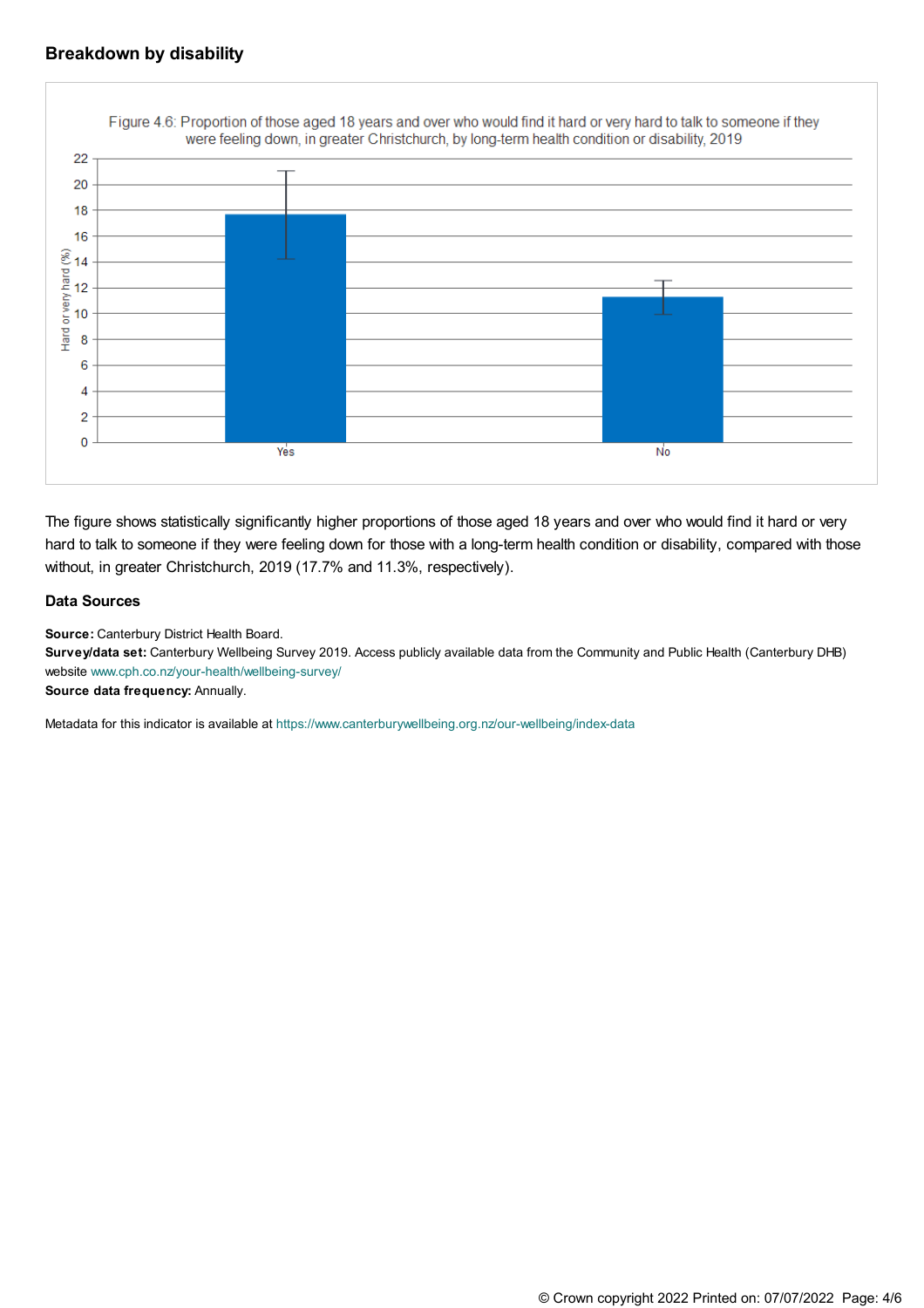### Breakdown by disability

Figure 4.6: Proportion of those aged 18 years and over who would find it hard or very hard to talk to someone if they were feeling down, in greater Christchurch, by long-term health condition or disability, 2019

The figure shows statistically significantly higher proportions of those aged 18 years and over who would find it hard or very hard to talk to someone if they were feeling down for those with a long-term health condition or disability, compared with those without, in greater Christchurch, 2019 (17.7% and 11.3%, respectively).

### Data Sources

**Source:** Canterbury District Health Board.
**Survey/data set:** Canterbury Wellbeing Survey 2019. Access publicly available data from the Community and Public Health (Canterbury DHB) website www.cph.co.nz/your-health/wellbeing-survey/
**Source data frequency:** Annually.

Metadata for this indicator is available at https://www.canterburywellbeing.org.nz/our-wellbeing/index-data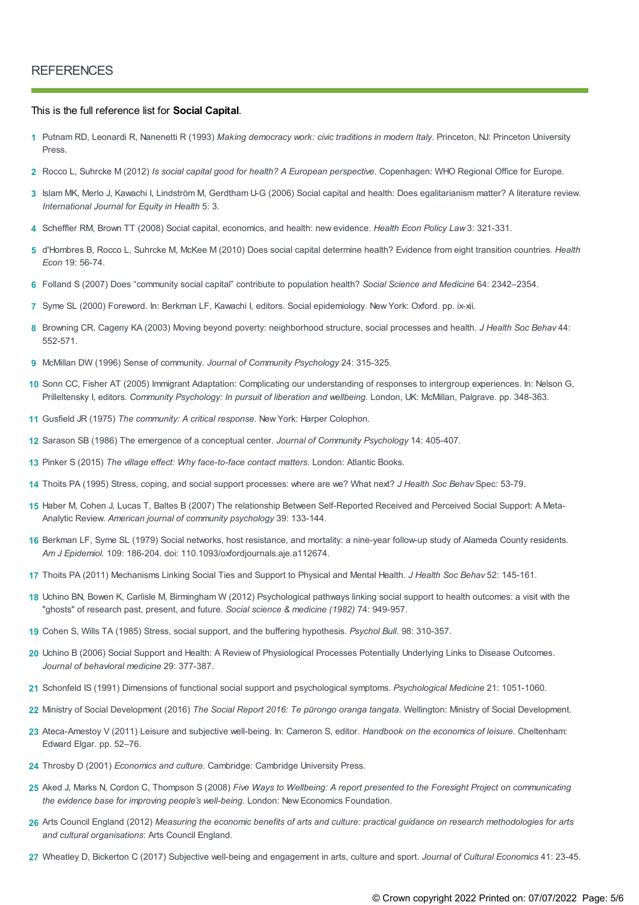## REFERENCES

This is the full reference list for **Social Capital**.

1. Putnam RD, Leonardi R, Nanenetti R (1993) *Making democracy work: civic traditions in modern Italy*. Princeton, NJ: Princeton University Press.
2. Rocco L, Suhrcke M (2012) *Is social capital good for health? A European perspective*. Copenhagen: WHO Regional Office for Europe.
3. Islam MK, Merlo J, Kawachi I, Lindström M, Gerdtham U-G (2006) Social capital and health: Does egalitarianism matter? A literature review. *International Journal for Equity in Health* 5: 3.
4. Scheffler RM, Brown TT (2008) Social capital, economics, and health: new evidence. *Health Econ Policy Law* 3: 321-331.
5. d'Hombres B, Rocco L, Suhrcke M, McKee M (2010) Does social capital determine health? Evidence from eight transition countries. *Health Econ* 19: 56-74.
6. Folland S (2007) Does "community social capital" contribute to population health? *Social Science and Medicine* 64: 2342–2354.
7. Syme SL (2000) Foreword. In: Berkman LF, Kawachi I, editors. Social epidemiology. New York: Oxford. pp. ix-xii.
8. Browning CR, Cageny KA (2003) Moving beyond poverty: neighborhood structure, social processes and health. *J Health Soc Behav* 44: 552-571.
9. McMillan DW (1996) Sense of community. *Journal of Community Psychology* 24: 315-325.
10. Sonn CC, Fisher AT (2005) Immigrant Adaptation: Complicating our understanding of responses to intergroup experiences. In: Nelson G, Prilleltensky I, editors. *Community Psychology: In pursuit of liberation and wellbeing.* London, UK: McMillan, Palgrave. pp. 348-363.
11. Gusfield JR (1975) *The community: A critical response*. New York: Harper Colophon.
12. Sarason SB (1986) The emergence of a conceptual center. *Journal of Community Psychology* 14: 405-407.
13. Pinker S (2015) *The village effect: Why face-to-face contact matters*. London: Atlantic Books.
14. Thoits PA (1995) Stress, coping, and social support processes: where are we? What next? *J Health Soc Behav* Spec: 53-79.
15. Haber M, Cohen J, Lucas T, Baltes B (2007) The relationship Between Self-Reported Received and Perceived Social Support: A Meta-Analytic Review. *American journal of community psychology* 39: 133-144.
16. Berkman LF, Syme SL (1979) Social networks, host resistance, and mortality: a nine-year follow-up study of Alameda County residents. *Am J Epidemiol.* 109: 186-204. doi: 110.1093/oxfordjournals.aje.a112674.
17. Thoits PA (2011) Mechanisms Linking Social Ties and Support to Physical and Mental Health. *J Health Soc Behav* 52: 145-161.
18. Uchino BN, Bowen K, Carlisle M, Birmingham W (2012) Psychological pathways linking social support to health outcomes: a visit with the "ghosts" of research past, present, and future. *Social science & medicine (1982)* 74: 949-957.
19. Cohen S, Wills TA (1985) Stress, social support, and the buffering hypothesis. *Psychol Bull.* 98: 310-357.
20. Uchino B (2006) Social Support and Health: A Review of Physiological Processes Potentially Underlying Links to Disease Outcomes. *Journal of behavioral medicine* 29: 377-387.
21. Schonfeld IS (1991) Dimensions of functional social support and psychological symptoms. *Psychological Medicine* 21: 1051-1060.
22. Ministry of Social Development (2016) *The Social Report 2016: Te pūrongo oranga tangata.* Wellington: Ministry of Social Development.
23. Ateca-Amestoy V (2011) Leisure and subjective well-being. In: Cameron S, editor. *Handbook on the economics of leisure.* Cheltenham: Edward Elgar. pp. 52–76.
24. Throsby D (2001) *Economics and culture.* Cambridge: Cambridge University Press.
25. Aked J, Marks N, Cordon C, Thompson S (2008) *Five Ways to Wellbeing: A report presented to the Foresight Project on communicating the evidence base for improving people's well-being.* London: New Economics Foundation.
26. Arts Council England (2012) *Measuring the economic benefits of arts and culture: practical guidance on research methodologies for arts and cultural organisations*: Arts Council England.
27. Wheatley D, Bickerton C (2017) Subjective well-being and engagement in arts, culture and sport. *Journal of Cultural Economics* 41: 23-45.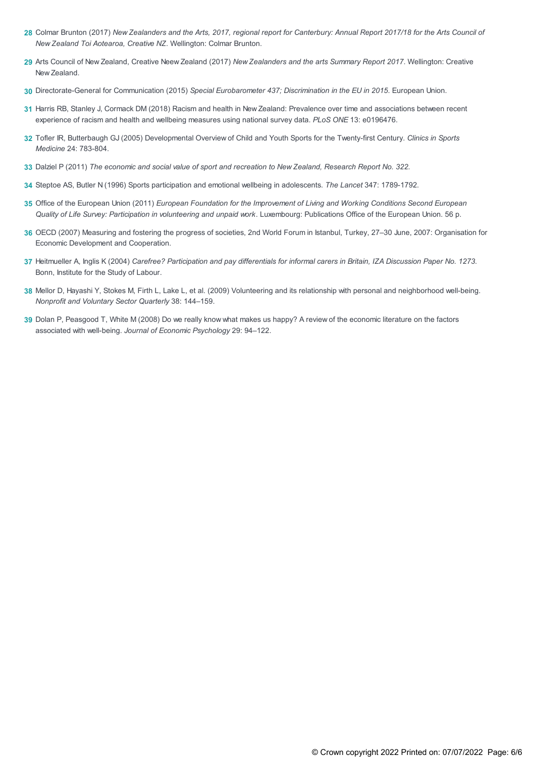28 Colmar Brunton (2017) *New Zealanders and the Arts, 2017, regional report for Canterbury: Annual Report 2017/18 for the Arts Council of New Zealand Toi Aotearoa, Creative NZ*. Wellington: Colmar Brunton.

29 Arts Council of New Zealand, Creative Neew Zealand (2017) *New Zealanders and the arts Summary Report 2017*. Wellington: Creative New Zealand.

30 Directorate-General for Communication (2015) *Special Eurobarometer 437; Discrimination in the EU in 2015*. European Union.

31 Harris RB, Stanley J, Cormack DM (2018) Racism and health in New Zealand: Prevalence over time and associations between recent experience of racism and health and wellbeing measures using national survey data. *PLoS ONE* 13: e0196476.

32 Tofler IR, Butterbaugh GJ (2005) Developmental Overview of Child and Youth Sports for the Twenty-first Century. *Clinics in Sports Medicine* 24: 783-804.

33 Dalziel P (2011) *The economic and social value of sport and recreation to New Zealand, Research Report No. 322.*

34 Steptoe AS, Butler N (1996) Sports participation and emotional wellbeing in adolescents. *The Lancet* 347: 1789-1792.

35 Office of the European Union (2011) *European Foundation for the Improvement of Living and Working Conditions Second European Quality of Life Survey: Participation in volunteering and unpaid work*. Luxembourg: Publications Office of the European Union. 56 p.

36 OECD (2007) Measuring and fostering the progress of societies, 2nd World Forum in Istanbul, Turkey, 27–30 June, 2007: Organisation for Economic Development and Cooperation.

37 Heitmueller A, Inglis K (2004) *Carefree? Participation and pay differentials for informal carers in Britain, IZA Discussion Paper No. 1273*. Bonn, Institute for the Study of Labour.

38 Mellor D, Hayashi Y, Stokes M, Firth L, Lake L, et al. (2009) Volunteering and its relationship with personal and neighborhood well-being. *Nonprofit and Voluntary Sector Quarterly* 38: 144–159.

39 Dolan P, Peasgood T, White M (2008) Do we really know what makes us happy? A review of the economic literature on the factors associated with well-being. *Journal of Economic Psychology* 29: 94–122.